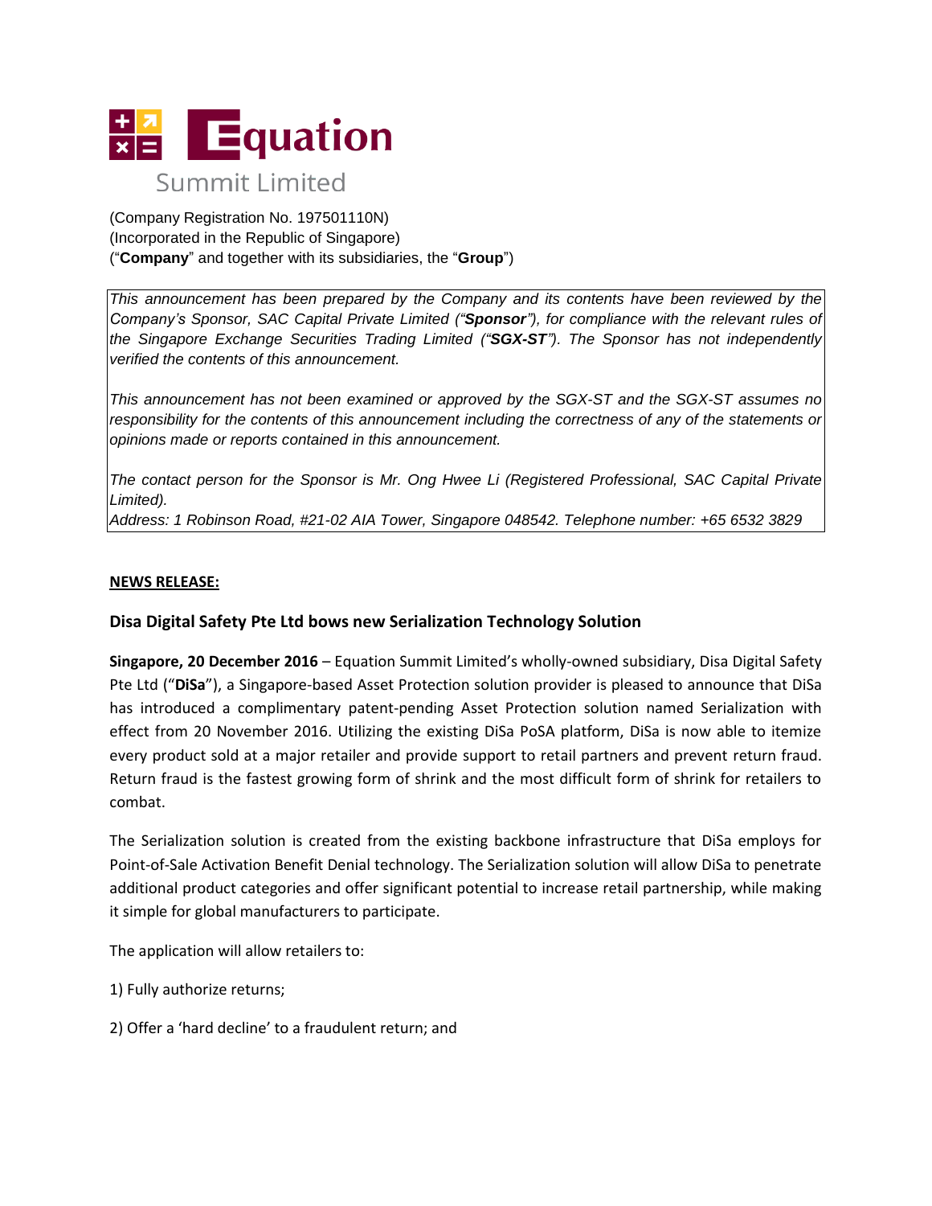Equation Summit Limited

(Company Registration No. 197501110N)
(Incorporated in the Republic of Singapore)
("**Company**" and together with its subsidiaries, the "**Group**")

*This announcement has been prepared by the Company and its contents have been reviewed by the Company's Sponsor, SAC Capital Private Limited ("**Sponsor**"), for compliance with the relevant rules of the Singapore Exchange Securities Trading Limited ("**SGX-ST**"). The Sponsor has not independently verified the contents of this announcement.*

*This announcement has not been examined or approved by the SGX-ST and the SGX-ST assumes no responsibility for the contents of this announcement including the correctness of any of the statements or opinions made or reports contained in this announcement.*

*The contact person for the Sponsor is Mr. Ong Hwee Li (Registered Professional, SAC Capital Private Limited).*
*Address: 1 Robinson Road, #21-02 AIA Tower, Singapore 048542. Telephone number: +65 6532 3829*

**NEWS RELEASE:**

## Disa Digital Safety Pte Ltd bows new Serialization Technology Solution

**Singapore, 20 December 2016** – Equation Summit Limited's wholly-owned subsidiary, Disa Digital Safety Pte Ltd ("**DiSa**"), a Singapore-based Asset Protection solution provider is pleased to announce that DiSa has introduced a complimentary patent-pending Asset Protection solution named Serialization with effect from 20 November 2016. Utilizing the existing DiSa PoSA platform, DiSa is now able to itemize every product sold at a major retailer and provide support to retail partners and prevent return fraud. Return fraud is the fastest growing form of shrink and the most difficult form of shrink for retailers to combat.

The Serialization solution is created from the existing backbone infrastructure that DiSa employs for Point-of-Sale Activation Benefit Denial technology. The Serialization solution will allow DiSa to penetrate additional product categories and offer significant potential to increase retail partnership, while making it simple for global manufacturers to participate.

The application will allow retailers to:

1) Fully authorize returns;

2) Offer a 'hard decline' to a fraudulent return; and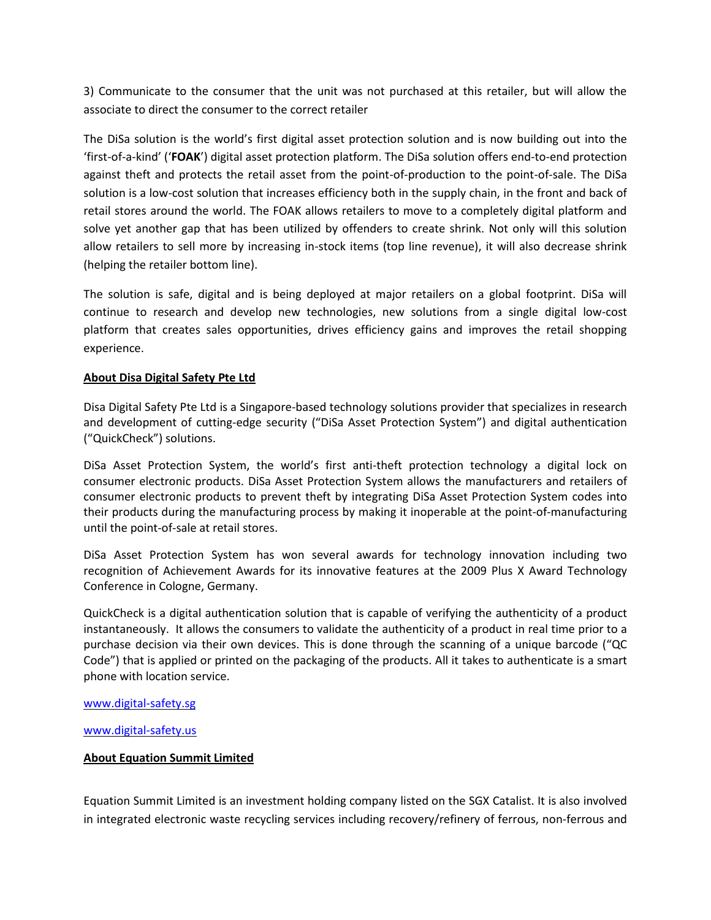3) Communicate to the consumer that the unit was not purchased at this retailer, but will allow the associate to direct the consumer to the correct retailer

The DiSa solution is the world's first digital asset protection solution and is now building out into the 'first-of-a-kind' ('**FOAK**') digital asset protection platform. The DiSa solution offers end-to-end protection against theft and protects the retail asset from the point-of-production to the point-of-sale. The DiSa solution is a low-cost solution that increases efficiency both in the supply chain, in the front and back of retail stores around the world. The FOAK allows retailers to move to a completely digital platform and solve yet another gap that has been utilized by offenders to create shrink. Not only will this solution allow retailers to sell more by increasing in-stock items (top line revenue), it will also decrease shrink (helping the retailer bottom line).

The solution is safe, digital and is being deployed at major retailers on a global footprint. DiSa will continue to research and develop new technologies, new solutions from a single digital low-cost platform that creates sales opportunities, drives efficiency gains and improves the retail shopping experience.

**About Disa Digital Safety Pte Ltd**

Disa Digital Safety Pte Ltd is a Singapore-based technology solutions provider that specializes in research and development of cutting-edge security ("DiSa Asset Protection System") and digital authentication ("QuickCheck") solutions.

DiSa Asset Protection System, the world's first anti-theft protection technology a digital lock on consumer electronic products. DiSa Asset Protection System allows the manufacturers and retailers of consumer electronic products to prevent theft by integrating DiSa Asset Protection System codes into their products during the manufacturing process by making it inoperable at the point-of-manufacturing until the point-of-sale at retail stores.

DiSa Asset Protection System has won several awards for technology innovation including two recognition of Achievement Awards for its innovative features at the 2009 Plus X Award Technology Conference in Cologne, Germany.

QuickCheck is a digital authentication solution that is capable of verifying the authenticity of a product instantaneously. It allows the consumers to validate the authenticity of a product in real time prior to a purchase decision via their own devices. This is done through the scanning of a unique barcode ("QC Code") that is applied or printed on the packaging of the products. All it takes to authenticate is a smart phone with location service.

www.digital-safety.sg

www.digital-safety.us

**About Equation Summit Limited**

Equation Summit Limited is an investment holding company listed on the SGX Catalist. It is also involved in integrated electronic waste recycling services including recovery/refinery of ferrous, non-ferrous and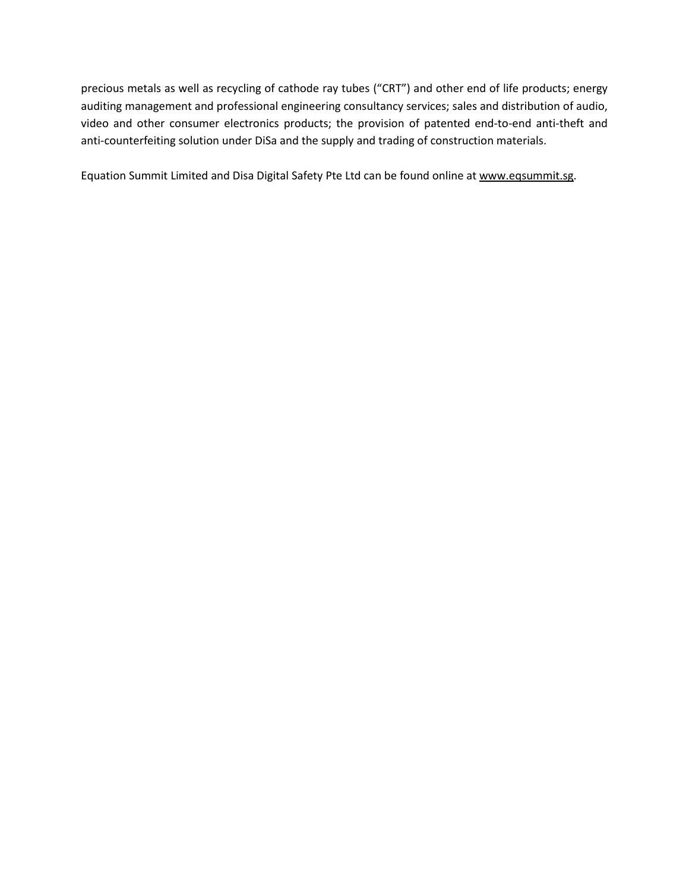precious metals as well as recycling of cathode ray tubes ("CRT") and other end of life products; energy auditing management and professional engineering consultancy services; sales and distribution of audio, video and other consumer electronics products; the provision of patented end-to-end anti-theft and anti-counterfeiting solution under DiSa and the supply and trading of construction materials.

Equation Summit Limited and Disa Digital Safety Pte Ltd can be found online at www.eqsummit.sg.